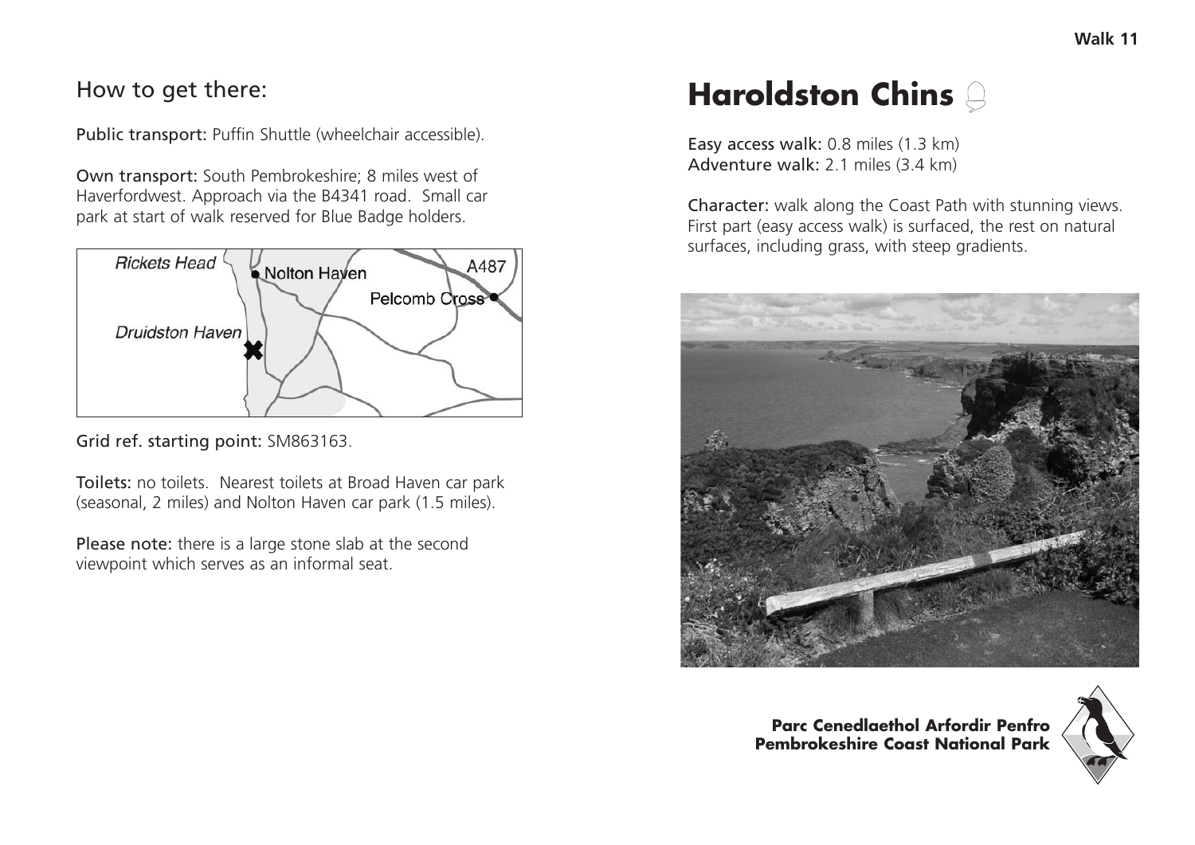# Haroldston Chins

**Easy access walk:** 0.8 miles (1.3 km)
**Adventure walk:** 2.1 miles (3.4 km)

**Character:** walk along the Coast Path with stunning views. First part (easy access walk) is surfaced, the rest on natural surfaces, including grass, with steep gradients.

## How to get there:

**Public transport:** Puffin Shuttle (wheelchair accessible).

**Own transport:** South Pembrokeshire; 8 miles west of Haverfordwest. Approach via the B4341 road. Small car park at start of walk reserved for Blue Badge holders.

**Grid ref. starting point:** SM863163.

**Toilets:** no toilets. Nearest toilets at Broad Haven car park (seasonal, 2 miles) and Nolton Haven car park (1.5 miles).

**Please note:** there is a large stone slab at the second viewpoint which serves as an informal seat.

**Parc Cenedlaethol Arfordir Penfro**
**Pembrokeshire Coast National Park**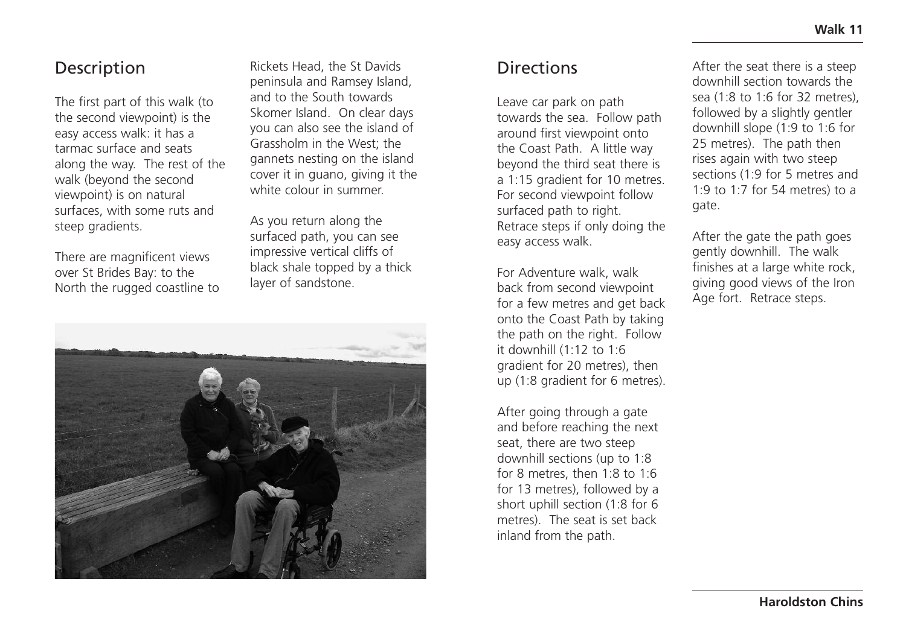## Description

The first part of this walk (to the second viewpoint) is the easy access walk: it has a tarmac surface and seats along the way. The rest of the walk (beyond the second viewpoint) is on natural surfaces, with some ruts and steep gradients.

There are magnificent views over St Brides Bay: to the North the rugged coastline to Rickets Head, the St Davids peninsula and Ramsey Island, and to the South towards Skomer Island. On clear days you can also see the island of Grassholm in the West; the gannets nesting on the island cover it in guano, giving it the white colour in summer.

As you return along the surfaced path, you can see impressive vertical cliffs of black shale topped by a thick layer of sandstone.

## Directions

Leave car park on path towards the sea. Follow path around first viewpoint onto the Coast Path. A little way beyond the third seat there is a 1:15 gradient for 10 metres. For second viewpoint follow surfaced path to right. Retrace steps if only doing the easy access walk.

For Adventure walk, walk back from second viewpoint for a few metres and get back onto the Coast Path by taking the path on the right. Follow it downhill (1:12 to 1:6 gradient for 20 metres), then up (1:8 gradient for 6 metres).

After going through a gate and before reaching the next seat, there are two steep downhill sections (up to 1:8 for 8 metres, then 1:8 to 1:6 for 13 metres), followed by a short uphill section (1:8 for 6 metres). The seat is set back inland from the path.

After the seat there is a steep downhill section towards the sea (1:8 to 1:6 for 32 metres), followed by a slightly gentler downhill slope (1:9 to 1:6 for 25 metres). The path then rises again with two steep sections (1:9 for 5 metres and 1:9 to 1:7 for 54 metres) to a gate.

After the gate the path goes gently downhill. The walk finishes at a large white rock, giving good views of the Iron Age fort. Retrace steps.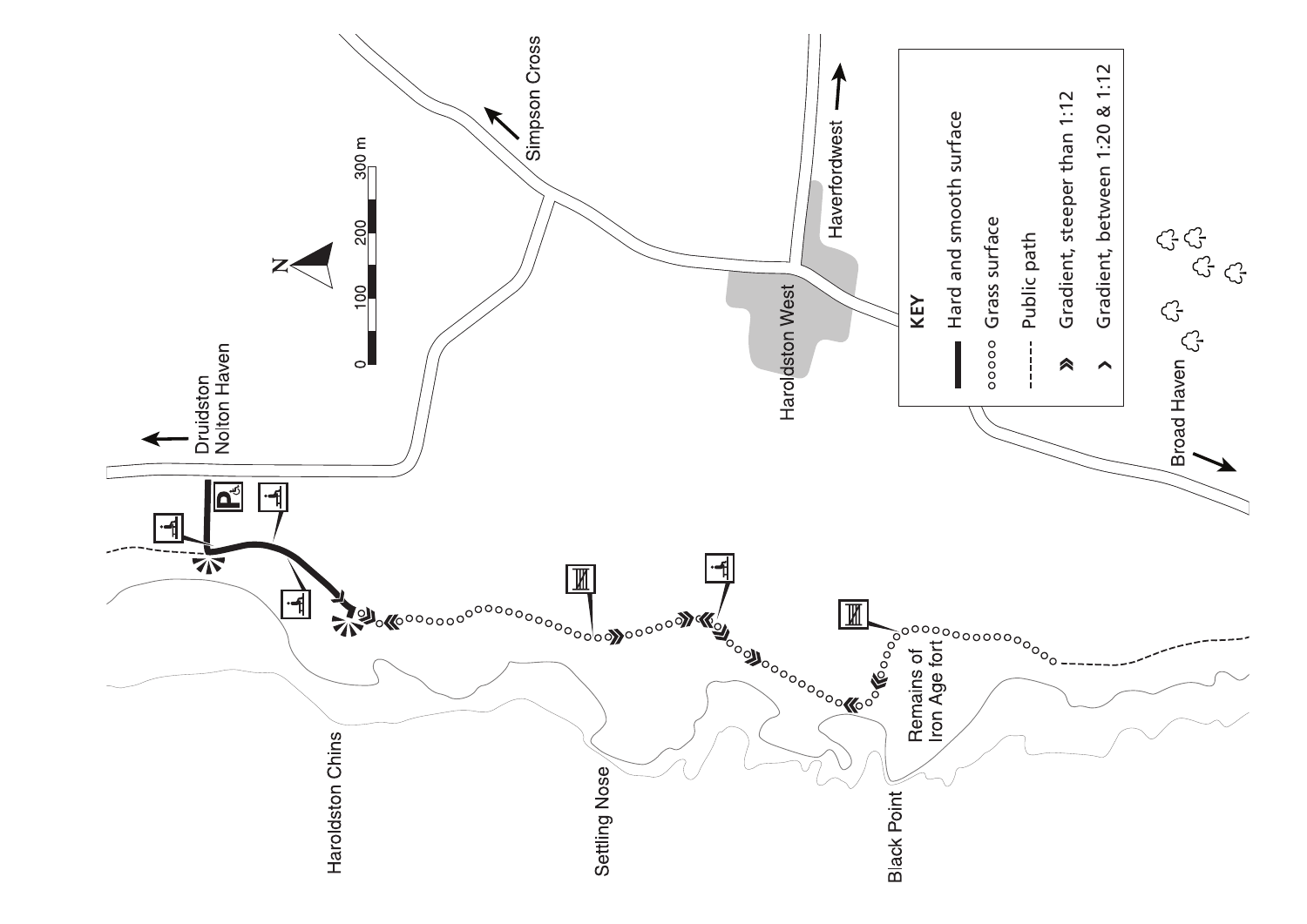Druidston
Nolton Haven

Simpson Cross

Haverfordwest

Haroldston West

Broad Haven

N

0 100 200 300 m

Haroldston Chins

Settling Nose

Black Point

Remains of
Iron Age fort

**KEY**

Hard and smooth surface

Grass surface

Public path

Gradient, steeper than 1:12

Gradient, between 1:20 & 1:12